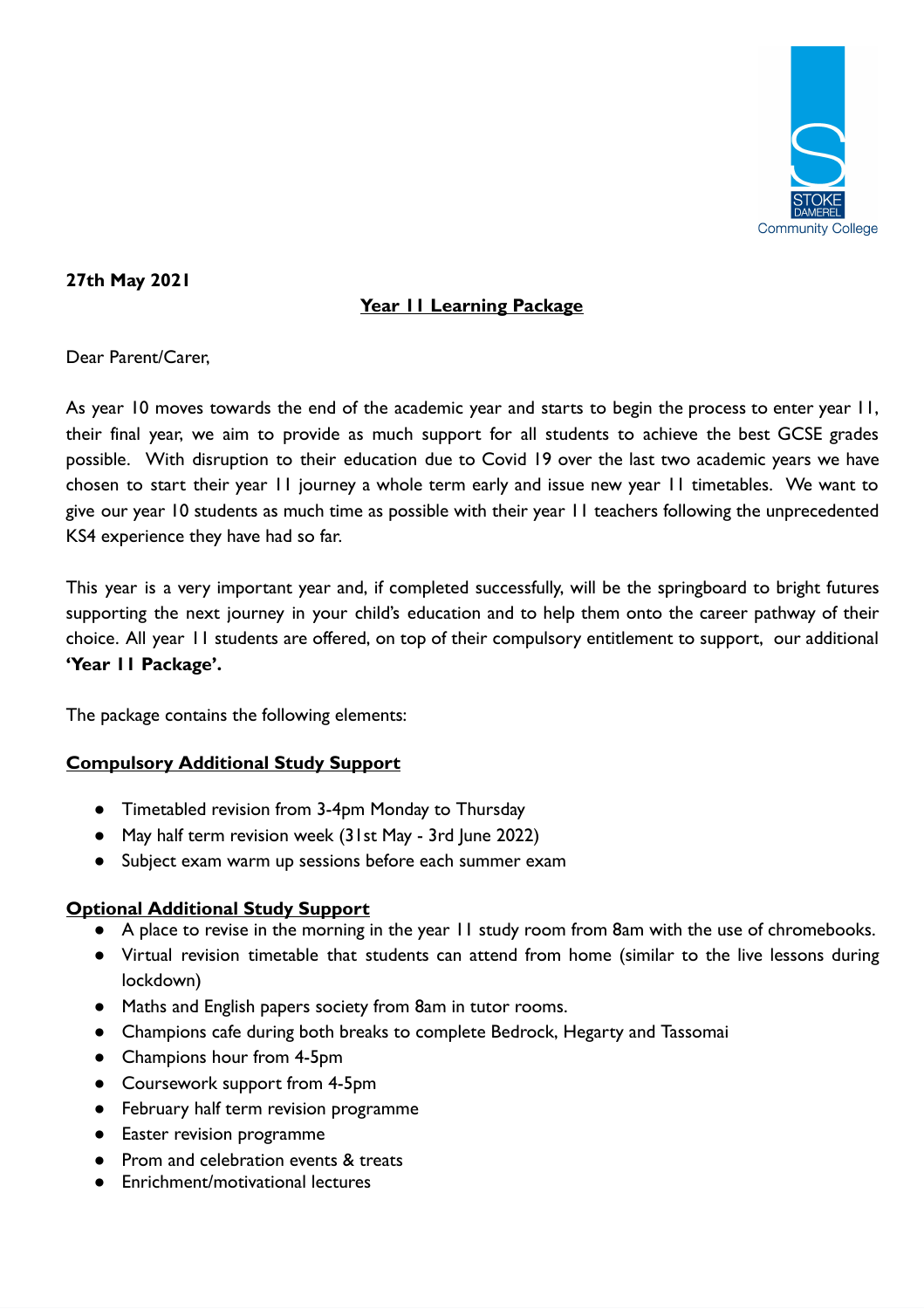**27th May 2021**

## Year 11 Learning Package

Dear Parent/Carer,

As year 10 moves towards the end of the academic year and starts to begin the process to enter year 11, their final year, we aim to provide as much support for all students to achieve the best GCSE grades possible. With disruption to their education due to Covid 19 over the last two academic years we have chosen to start their year 11 journey a whole term early and issue new year 11 timetables. We want to give our year 10 students as much time as possible with their year 11 teachers following the unprecedented KS4 experience they have had so far.

This year is a very important year and, if completed successfully, will be the springboard to bright futures supporting the next journey in your child's education and to help them onto the career pathway of their choice. All year 11 students are offered, on top of their compulsory entitlement to support, our additional **'Year 11 Package'.**

The package contains the following elements:

### Compulsory Additional Study Support

- Timetabled revision from 3-4pm Monday to Thursday
- May half term revision week (31st May - 3rd June 2022)
- Subject exam warm up sessions before each summer exam

### Optional Additional Study Support

- A place to revise in the morning in the year 11 study room from 8am with the use of chromebooks.
- Virtual revision timetable that students can attend from home (similar to the live lessons during lockdown)
- Maths and English papers society from 8am in tutor rooms.
- Champions cafe during both breaks to complete Bedrock, Hegarty and Tassomai
- Champions hour from 4-5pm
- Coursework support from 4-5pm
- February half term revision programme
- Easter revision programme
- Prom and celebration events & treats
- Enrichment/motivational lectures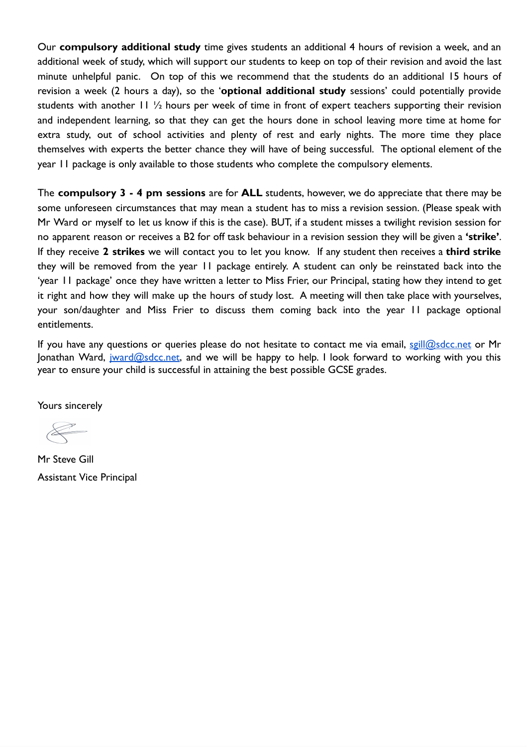Our **compulsory additional study** time gives students an additional 4 hours of revision a week, and an additional week of study, which will support our students to keep on top of their revision and avoid the last minute unhelpful panic. On top of this we recommend that the students do an additional 15 hours of revision a week (2 hours a day), so the '**optional additional study** sessions' could potentially provide students with another 11 ½ hours per week of time in front of expert teachers supporting their revision and independent learning, so that they can get the hours done in school leaving more time at home for extra study, out of school activities and plenty of rest and early nights. The more time they place themselves with experts the better chance they will have of being successful. The optional element of the year 11 package is only available to those students who complete the compulsory elements.

The **compulsory 3 - 4 pm sessions** are for **ALL** students, however, we do appreciate that there may be some unforeseen circumstances that may mean a student has to miss a revision session. (Please speak with Mr Ward or myself to let us know if this is the case). BUT, if a student misses a twilight revision session for no apparent reason or receives a B2 for off task behaviour in a revision session they will be given a **'strike'**. If they receive **2 strikes** we will contact you to let you know. If any student then receives a **third strike** they will be removed from the year 11 package entirely. A student can only be reinstated back into the 'year 11 package' once they have written a letter to Miss Frier, our Principal, stating how they intend to get it right and how they will make up the hours of study lost. A meeting will then take place with yourselves, your son/daughter and Miss Frier to discuss them coming back into the year 11 package optional entitlements.

If you have any questions or queries please do not hesitate to contact me via email, sgill@sdcc.net or Mr Jonathan Ward, jward@sdcc.net, and we will be happy to help. I look forward to working with you this year to ensure your child is successful in attaining the best possible GCSE grades.

Yours sincerely

Mr Steve Gill
Assistant Vice Principal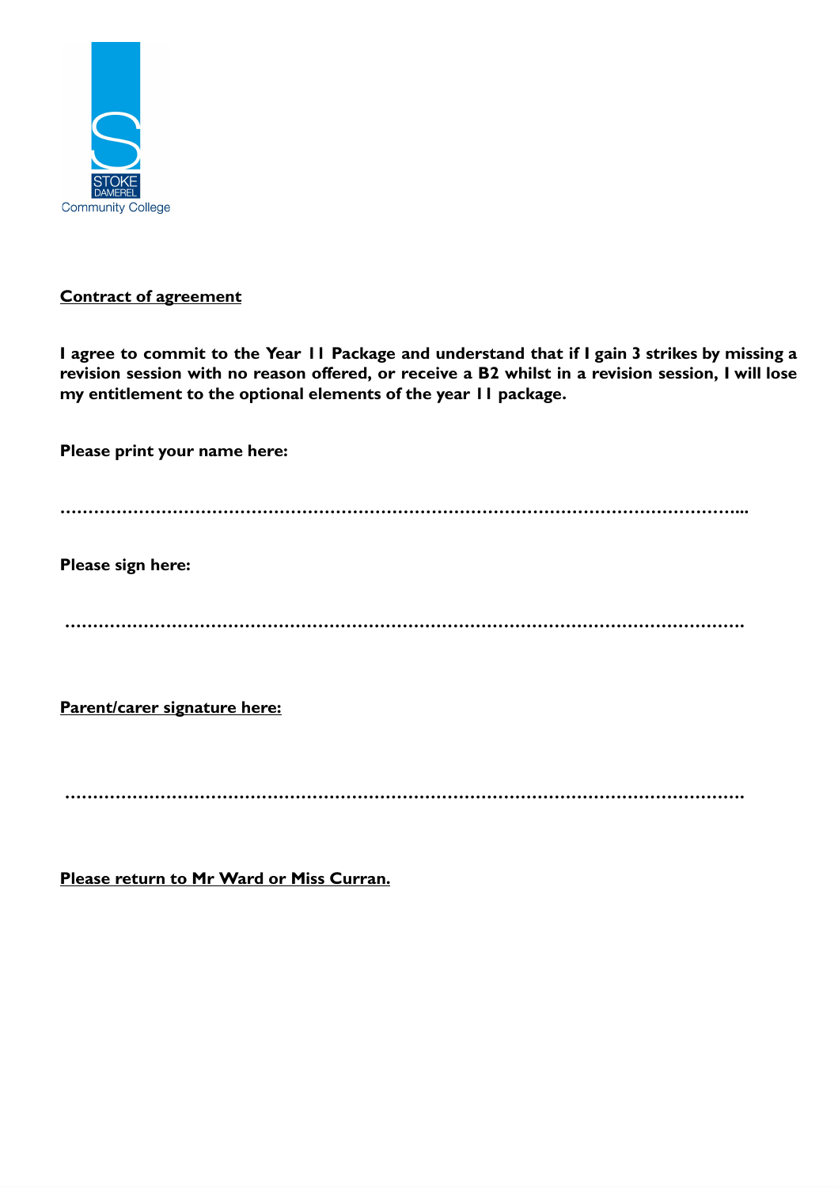STOKE DAMEREL Community College

## Contract of agreement

**I agree to commit to the Year 11 Package and understand that if I gain 3 strikes by missing a revision session with no reason offered, or receive a B2 whilst in a revision session, I will lose my entitlement to the optional elements of the year 11 package.**

**Please print your name here:**

……………………………………………………………………………………………………...

**Please sign here:**

…………………………………………………………………………………………………….

**Parent/carer signature here:**

…………………………………………………………………………………………………….

**Please return to Mr Ward or Miss Curran.**